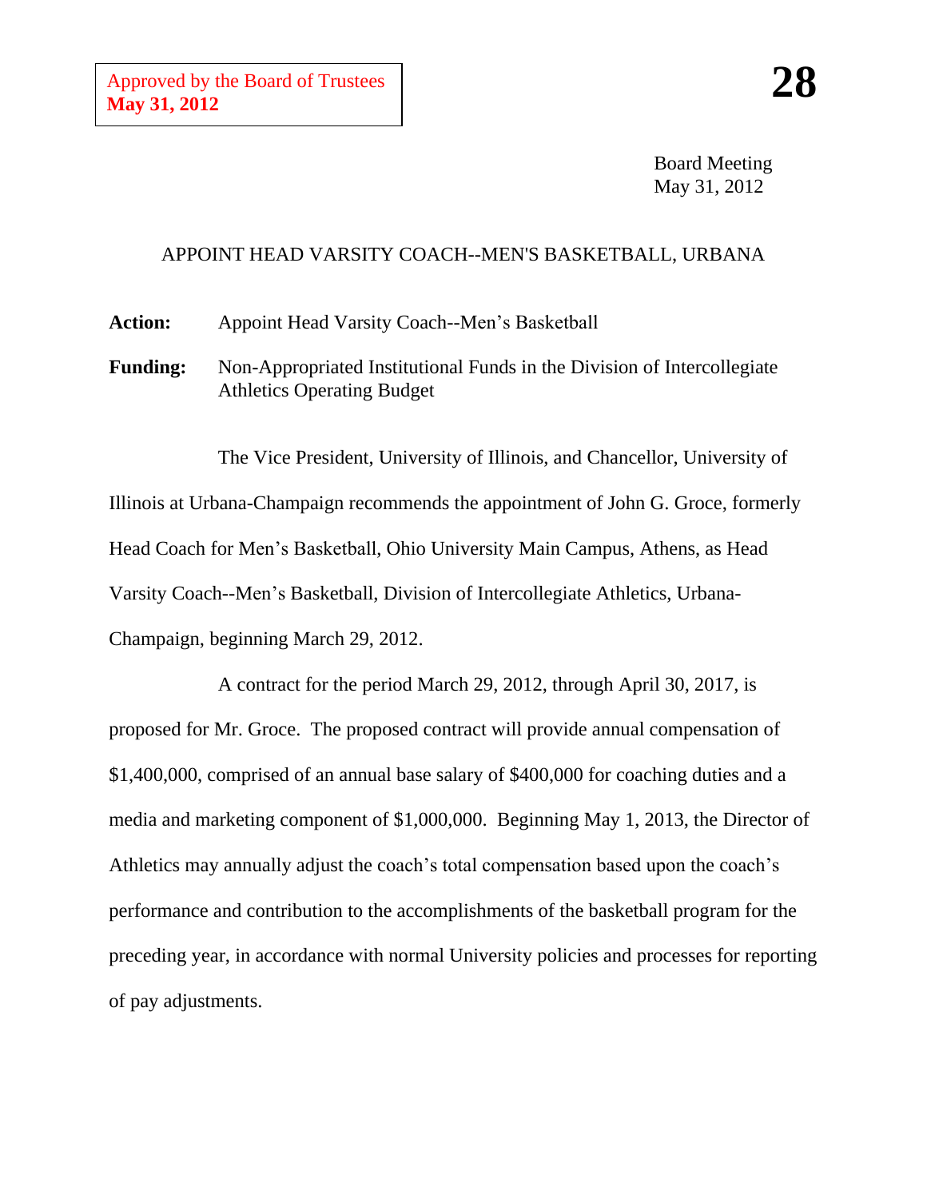Approved by the Board of Trustees
**May 31, 2012**

**28**

Board Meeting
May 31, 2012

## APPOINT HEAD VARSITY COACH--MEN'S BASKETBALL, URBANA

**Action:** Appoint Head Varsity Coach--Men's Basketball

**Funding:** Non-Appropriated Institutional Funds in the Division of Intercollegiate Athletics Operating Budget

The Vice President, University of Illinois, and Chancellor, University of Illinois at Urbana-Champaign recommends the appointment of John G. Groce, formerly Head Coach for Men's Basketball, Ohio University Main Campus, Athens, as Head Varsity Coach--Men's Basketball, Division of Intercollegiate Athletics, Urbana-Champaign, beginning March 29, 2012.

A contract for the period March 29, 2012, through April 30, 2017, is proposed for Mr. Groce. The proposed contract will provide annual compensation of $1,400,000, comprised of an annual base salary of $400,000 for coaching duties and a media and marketing component of $1,000,000. Beginning May 1, 2013, the Director of Athletics may annually adjust the coach's total compensation based upon the coach's performance and contribution to the accomplishments of the basketball program for the preceding year, in accordance with normal University policies and processes for reporting of pay adjustments.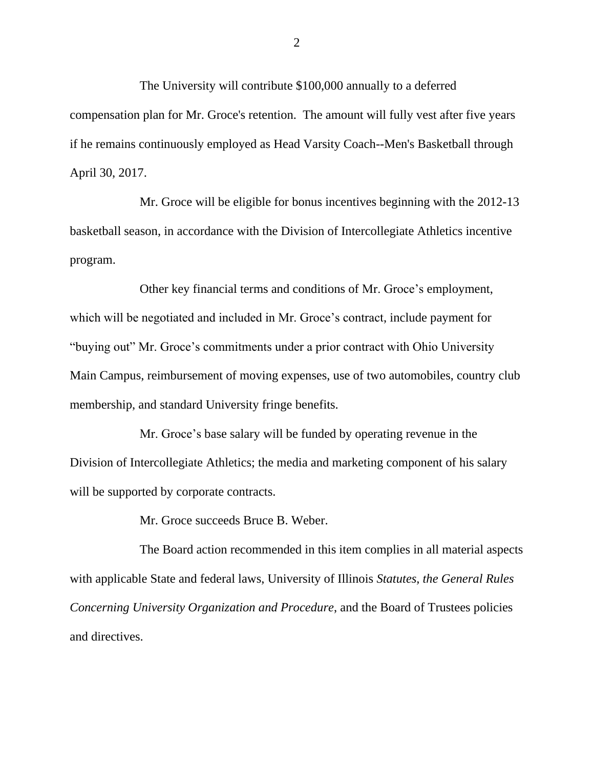The University will contribute $100,000 annually to a deferred compensation plan for Mr. Groce's retention. The amount will fully vest after five years if he remains continuously employed as Head Varsity Coach--Men's Basketball through April 30, 2017.

Mr. Groce will be eligible for bonus incentives beginning with the 2012-13 basketball season, in accordance with the Division of Intercollegiate Athletics incentive program.

Other key financial terms and conditions of Mr. Groce's employment, which will be negotiated and included in Mr. Groce's contract, include payment for "buying out" Mr. Groce's commitments under a prior contract with Ohio University Main Campus, reimbursement of moving expenses, use of two automobiles, country club membership, and standard University fringe benefits.

Mr. Groce's base salary will be funded by operating revenue in the Division of Intercollegiate Athletics; the media and marketing component of his salary will be supported by corporate contracts.

Mr. Groce succeeds Bruce B. Weber.

The Board action recommended in this item complies in all material aspects with applicable State and federal laws, University of Illinois *Statutes, the General Rules Concerning University Organization and Procedure*, and the Board of Trustees policies and directives.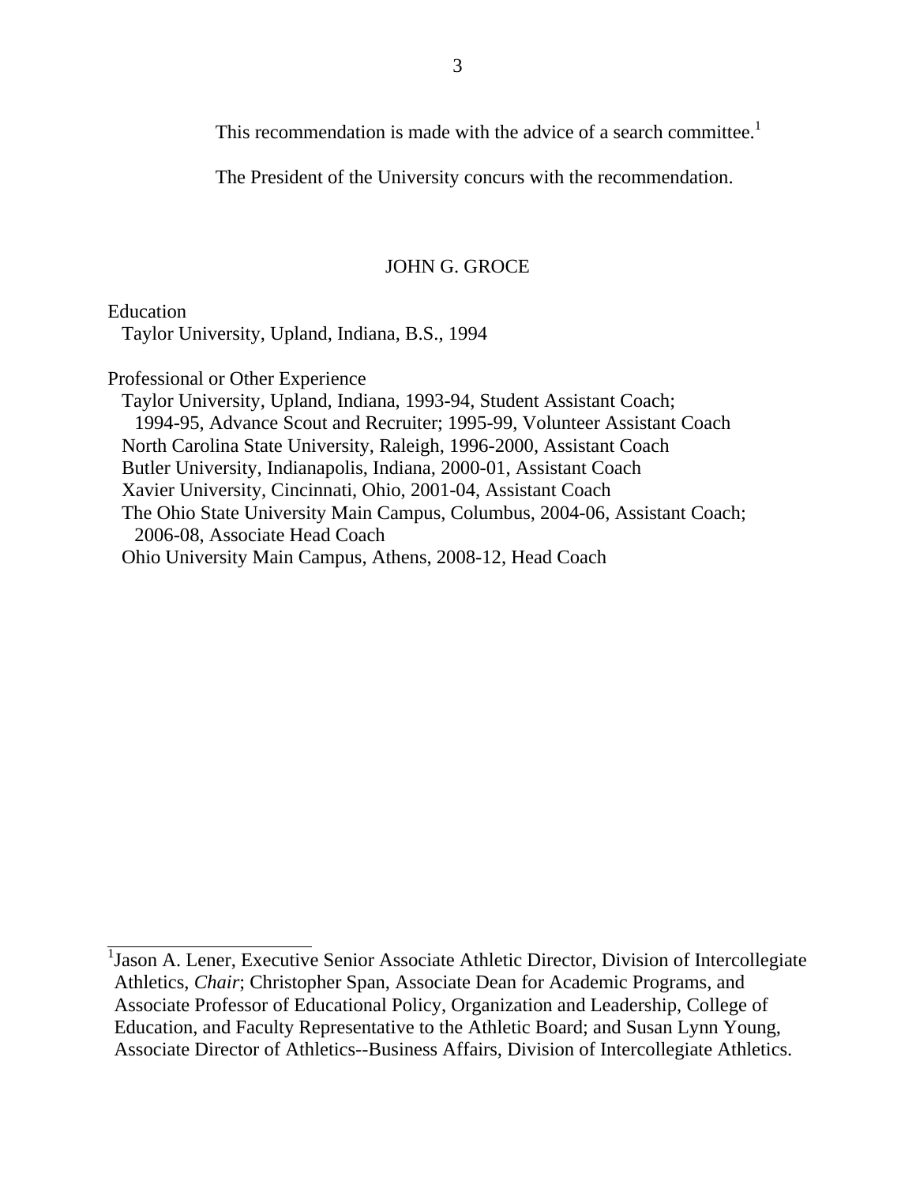This recommendation is made with the advice of a search committee.[1]

The President of the University concurs with the recommendation.

JOHN G. GROCE

Education

Taylor University, Upland, Indiana, B.S., 1994

Professional or Other Experience

Taylor University, Upland, Indiana, 1993-94, Student Assistant Coach; 1994-95, Advance Scout and Recruiter; 1995-99, Volunteer Assistant Coach

North Carolina State University, Raleigh, 1996-2000, Assistant Coach

Butler University, Indianapolis, Indiana, 2000-01, Assistant Coach

Xavier University, Cincinnati, Ohio, 2001-04, Assistant Coach

The Ohio State University Main Campus, Columbus, 2004-06, Assistant Coach; 2006-08, Associate Head Coach

Ohio University Main Campus, Athens, 2008-12, Head Coach

---

[1]Jason A. Lener, Executive Senior Associate Athletic Director, Division of Intercollegiate Athletics, *Chair*; Christopher Span, Associate Dean for Academic Programs, and Associate Professor of Educational Policy, Organization and Leadership, College of Education, and Faculty Representative to the Athletic Board; and Susan Lynn Young, Associate Director of Athletics--Business Affairs, Division of Intercollegiate Athletics.